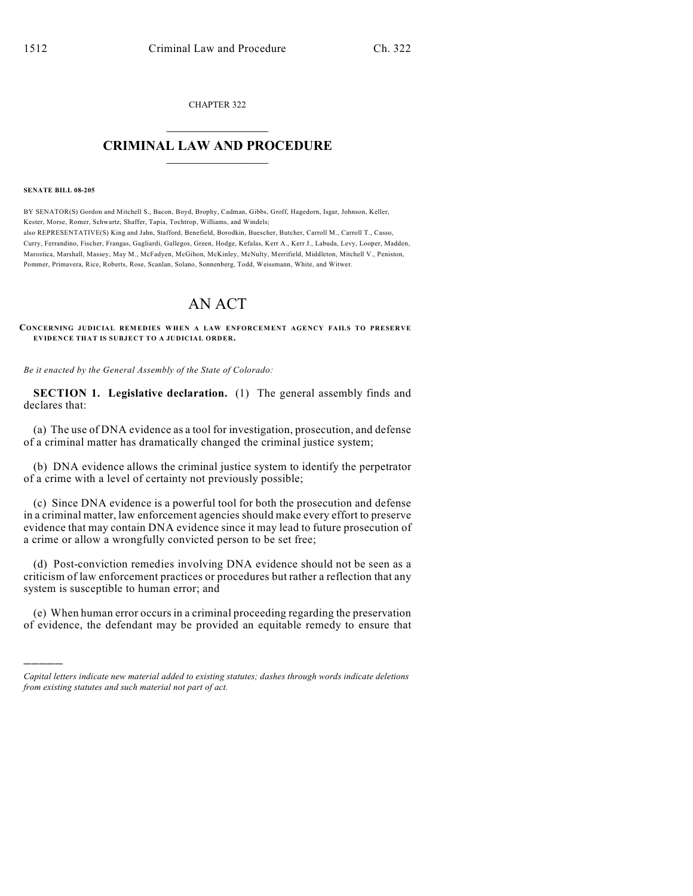CHAPTER 322

# CRIMINAL LAW AND PROCEDURE

**SENATE BILL 08-205**

BY SENATOR(S) Gordon and Mitchell S., Bacon, Boyd, Brophy, Cadman, Gibbs, Groff, Hagedorn, Isgar, Johnson, Keller, Kester, Morse, Romer, Schwartz, Shaffer, Tapia, Tochtrop, Williams, and Windels;
also REPRESENTATIVE(S) King and Jahn, Stafford, Benefield, Borodkin, Buescher, Butcher, Carroll M., Carroll T., Casso, Curry, Ferrandino, Fischer, Frangas, Gagliardi, Gallegos, Green, Hodge, Kefalas, Kerr A., Kerr J., Labuda, Levy, Looper, Madden, Marostica, Marshall, Massey, May M., McFadyen, McGihon, McKinley, McNulty, Merrifield, Middleton, Mitchell V., Peniston, Pommer, Primavera, Rice, Roberts, Rose, Scanlan, Solano, Sonnenberg, Todd, Weissmann, White, and Witwer.

# AN ACT

**CONCERNING JUDICIAL REMEDIES WHEN A LAW ENFORCEMENT AGENCY FAILS TO PRESERVE EVIDENCE THAT IS SUBJECT TO A JUDICIAL ORDER.**

*Be it enacted by the General Assembly of the State of Colorado:*

**SECTION 1. Legislative declaration.** (1) The general assembly finds and declares that:

(a) The use of DNA evidence as a tool for investigation, prosecution, and defense of a criminal matter has dramatically changed the criminal justice system;

(b) DNA evidence allows the criminal justice system to identify the perpetrator of a crime with a level of certainty not previously possible;

(c) Since DNA evidence is a powerful tool for both the prosecution and defense in a criminal matter, law enforcement agencies should make every effort to preserve evidence that may contain DNA evidence since it may lead to future prosecution of a crime or allow a wrongfully convicted person to be set free;

(d) Post-conviction remedies involving DNA evidence should not be seen as a criticism of law enforcement practices or procedures but rather a reflection that any system is susceptible to human error; and

(e) When human error occurs in a criminal proceeding regarding the preservation of evidence, the defendant may be provided an equitable remedy to ensure that

---

*Capital letters indicate new material added to existing statutes; dashes through words indicate deletions from existing statutes and such material not part of act.*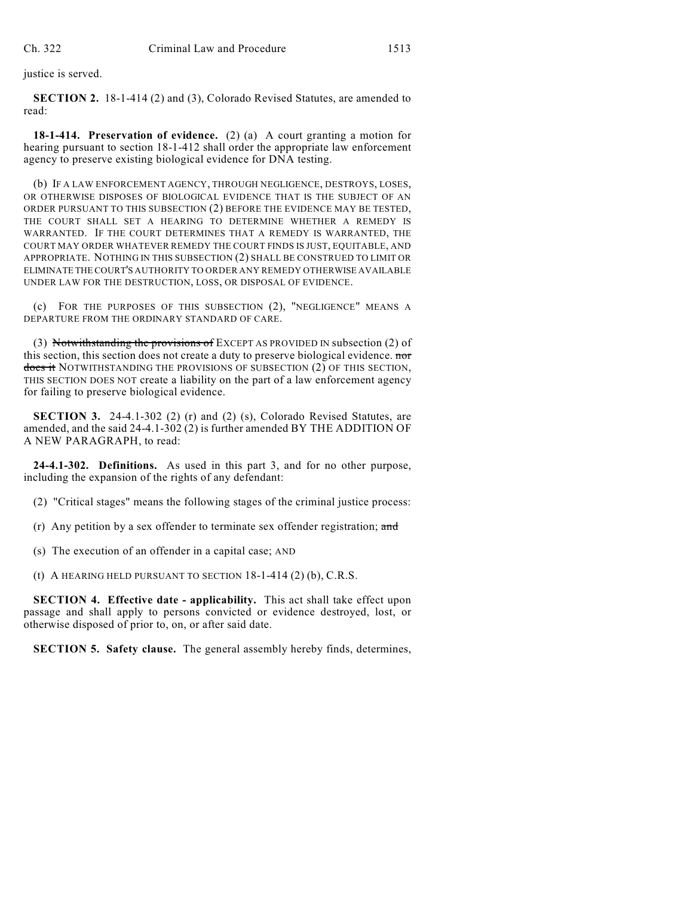justice is served.

**SECTION 2.** 18-1-414 (2) and (3), Colorado Revised Statutes, are amended to read:

**18-1-414. Preservation of evidence.** (2) (a) A court granting a motion for hearing pursuant to section 18-1-412 shall order the appropriate law enforcement agency to preserve existing biological evidence for DNA testing.

(b) IF A LAW ENFORCEMENT AGENCY, THROUGH NEGLIGENCE, DESTROYS, LOSES, OR OTHERWISE DISPOSES OF BIOLOGICAL EVIDENCE THAT IS THE SUBJECT OF AN ORDER PURSUANT TO THIS SUBSECTION (2) BEFORE THE EVIDENCE MAY BE TESTED, THE COURT SHALL SET A HEARING TO DETERMINE WHETHER A REMEDY IS WARRANTED. IF THE COURT DETERMINES THAT A REMEDY IS WARRANTED, THE COURT MAY ORDER WHATEVER REMEDY THE COURT FINDS IS JUST, EQUITABLE, AND APPROPRIATE. NOTHING IN THIS SUBSECTION (2) SHALL BE CONSTRUED TO LIMIT OR ELIMINATE THE COURT'S AUTHORITY TO ORDER ANY REMEDY OTHERWISE AVAILABLE UNDER LAW FOR THE DESTRUCTION, LOSS, OR DISPOSAL OF EVIDENCE.

(c) FOR THE PURPOSES OF THIS SUBSECTION (2), "NEGLIGENCE" MEANS A DEPARTURE FROM THE ORDINARY STANDARD OF CARE.

(3) ~~Notwithstanding the provisions of~~ EXCEPT AS PROVIDED IN subsection (2) of this section, this section does not create a duty to preserve biological evidence. ~~nor does it~~ NOTWITHSTANDING THE PROVISIONS OF SUBSECTION (2) OF THIS SECTION, THIS SECTION DOES NOT create a liability on the part of a law enforcement agency for failing to preserve biological evidence.

**SECTION 3.** 24-4.1-302 (2) (r) and (2) (s), Colorado Revised Statutes, are amended, and the said 24-4.1-302 (2) is further amended BY THE ADDITION OF A NEW PARAGRAPH, to read:

**24-4.1-302. Definitions.** As used in this part 3, and for no other purpose, including the expansion of the rights of any defendant:

(2) "Critical stages" means the following stages of the criminal justice process:

(r) Any petition by a sex offender to terminate sex offender registration; ~~and~~

(s) The execution of an offender in a capital case; AND

(t) A HEARING HELD PURSUANT TO SECTION 18-1-414 (2) (b), C.R.S.

**SECTION 4. Effective date - applicability.** This act shall take effect upon passage and shall apply to persons convicted or evidence destroyed, lost, or otherwise disposed of prior to, on, or after said date.

**SECTION 5. Safety clause.** The general assembly hereby finds, determines,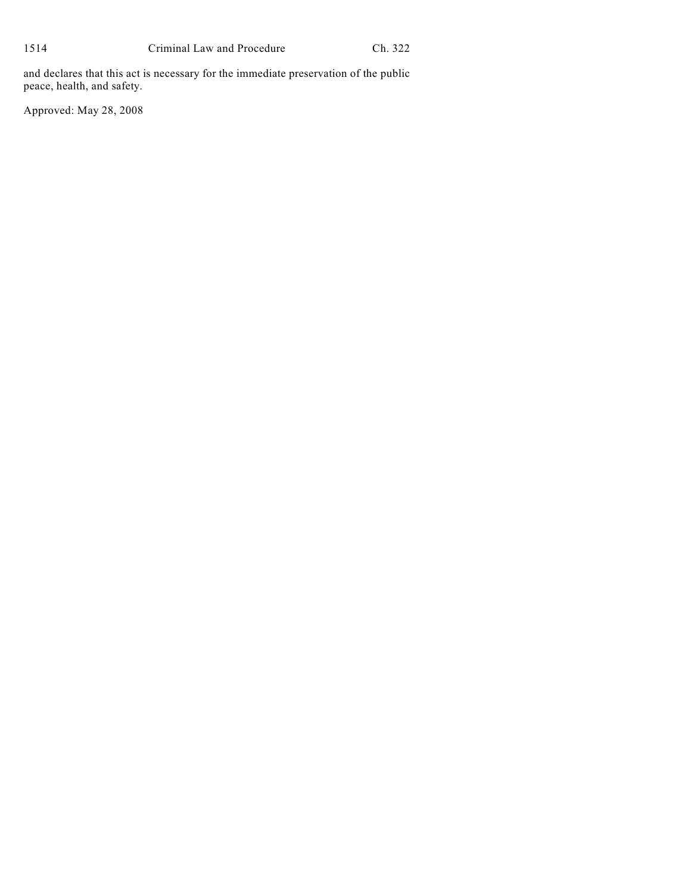and declares that this act is necessary for the immediate preservation of the public peace, health, and safety.

Approved: May 28, 2008